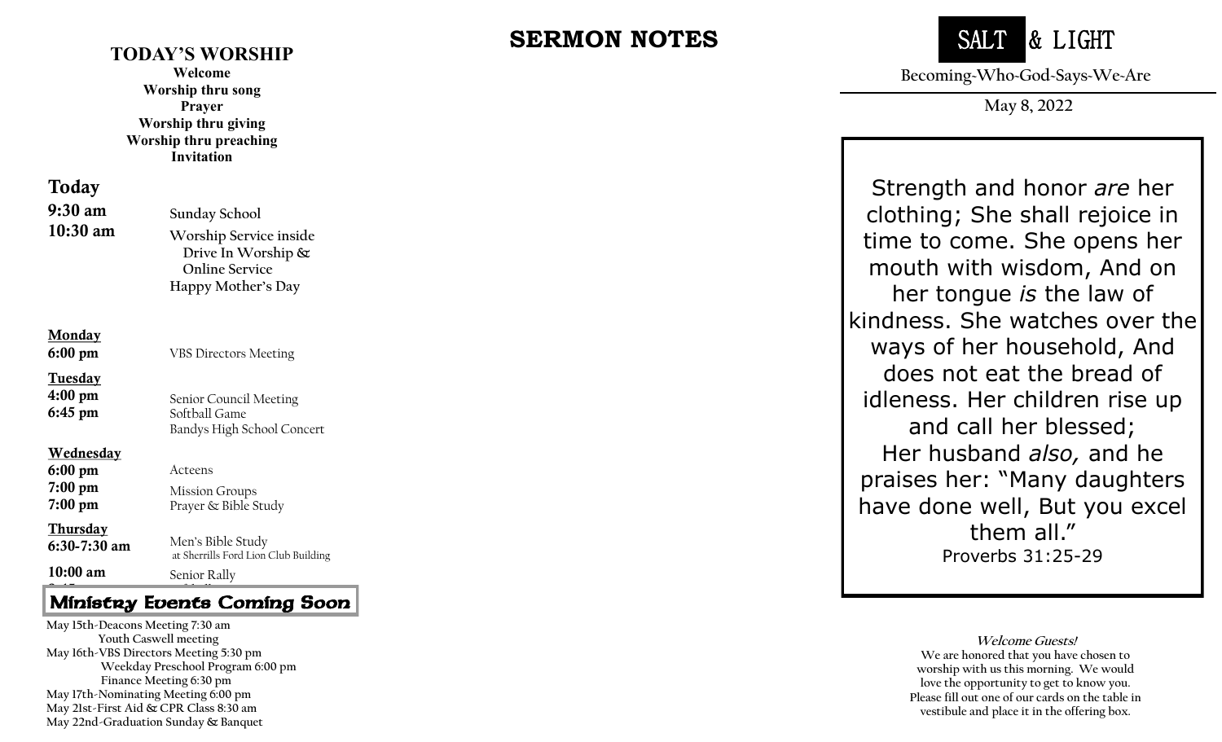## TODAY'S WORSHIP

**Welcome**
**Worship thru song**
**Prayer**
**Worship thru giving**
**Worship thru preaching**
**Invitation**

### Today

**9:30 am** Sunday School

**10:30 am** Worship Service inside
Drive In Worship &
Online Service
Happy Mother's Day

**Monday**
**6:00 pm** VBS Directors Meeting

**Tuesday**
**4:00 pm** Senior Council Meeting
**6:45 pm** Softball Game
Bandys High School Concert

**Wednesday**
**6:00 pm** Acteens
**7:00 pm** Mission Groups
**7:00 pm** Prayer & Bible Study

**Thursday**
**6:30-7:30 am** Men's Bible Study
at Sherrills Ford Lion Club Building

**10:00 am** Senior Rally

### Ministry Events Coming Soon

May 15th-Deacons Meeting 7:30 am
Youth Caswell meeting
May 16th-VBS Directors Meeting 5:30 pm
Weekday Preschool Program 6:00 pm
Finance Meeting 6:30 pm
May 17th-Nominating Meeting 6:00 pm
May 21st-First Aid & CPR Class 8:30 am
May 22nd-Graduation Sunday & Banquet

## SERMON NOTES

# SALT & LIGHT

Becoming-Who-God-Says-We-Are

May 8, 2022

Strength and honor *are* her clothing; She shall rejoice in time to come. She opens her mouth with wisdom, And on her tongue *is* the law of kindness. She watches over the ways of her household, And does not eat the bread of idleness. Her children rise up and call her blessed;
Her husband *also,* and he praises her: "Many daughters have done well, But you excel them all."
Proverbs 31:25-29

***Welcome Guests!***
We are honored that you have chosen to worship with us this morning. We would love the opportunity to get to know you. Please fill out one of our cards on the table in vestibule and place it in the offering box.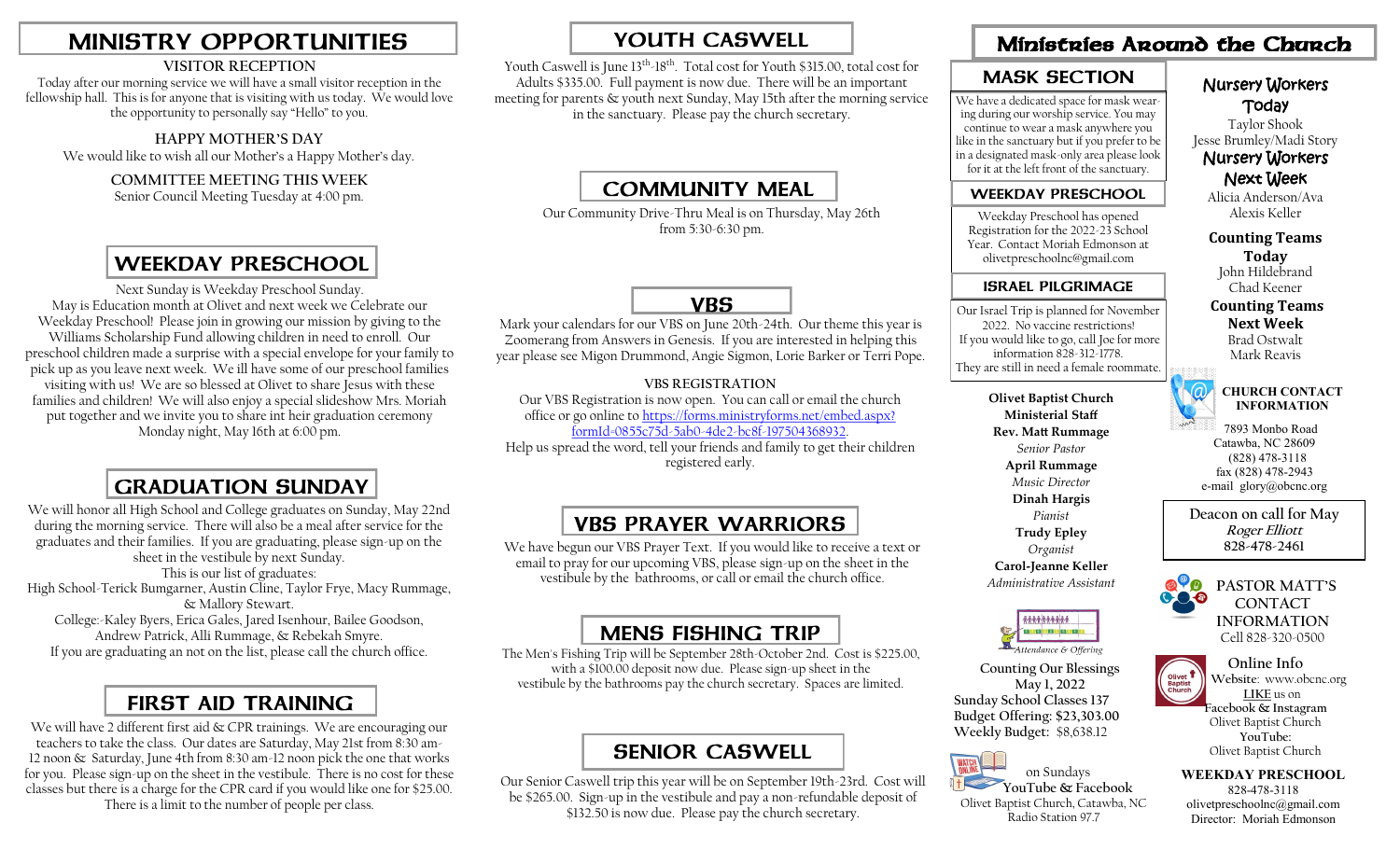# MINISTRY OPPORTUNITIES

### VISITOR RECEPTION

Today after our morning service we will have a small visitor reception in the fellowship hall. This is for anyone that is visiting with us today. We would love the opportunity to personally say "Hello" to you.

### HAPPY MOTHER'S DAY

We would like to wish all our Mother's a Happy Mother's day.

### COMMITTEE MEETING THIS WEEK

Senior Council Meeting Tuesday at 4:00 pm.

## WEEKDAY PRESCHOOL

Next Sunday is Weekday Preschool Sunday.
May is Education month at Olivet and next week we Celebrate our Weekday Preschool! Please join in growing our mission by giving to the Williams Scholarship Fund allowing children in need to enroll. Our preschool children made a surprise with a special envelope for your family to pick up as you leave next week. We ill have some of our preschool families visiting with us! We are so blessed at Olivet to share Jesus with these families and children! We will also enjoy a special slideshow Mrs. Moriah put together and we invite you to share int heir graduation ceremony Monday night, May 16th at 6:00 pm.

## GRADUATION SUNDAY

We will honor all High School and College graduates on Sunday, May 22nd during the morning service. There will also be a meal after service for the graduates and their families. If you are graduating, please sign-up on the sheet in the vestibule by next Sunday.
This is our list of graduates:
High School-Terick Bumgarner, Austin Cline, Taylor Frye, Macy Rummage, & Mallory Stewart.
College:-Kaley Byers, Erica Gales, Jared Isenhour, Bailee Goodson, Andrew Patrick, Alli Rummage, & Rebekah Smyre.
If you are graduating an not on the list, please call the church office.

## FIRST AID TRAINING

We will have 2 different first aid & CPR trainings. We are encouraging our teachers to take the class. Our dates are Saturday, May 21st from 8:30 am-12 noon & Saturday, June 4th from 8:30 am-12 noon pick the one that works for you. Please sign-up on the sheet in the vestibule. There is no cost for these classes but there is a charge for the CPR card if you would like one for $25.00. There is a limit to the number of people per class.

## YOUTH CASWELL

Youth Caswell is June 13th-18th. Total cost for Youth $315.00, total cost for Adults $335.00. Full payment is now due. There will be an important meeting for parents & youth next Sunday, May 15th after the morning service in the sanctuary. Please pay the church secretary.

## COMMUNITY MEAL

Our Community Drive-Thru Meal is on Thursday, May 26th from 5:30-6:30 pm.

## VBS

Mark your calendars for our VBS on June 20th-24th. Our theme this year is Zoomerang from Answers in Genesis. If you are interested in helping this year please see Migon Drummond, Angie Sigmon, Lorie Barker or Terri Pope.

### VBS REGISTRATION

Our VBS Registration is now open. You can call or email the church office or go online to https://forms.ministryforms.net/embed.aspx?formId=0855c75d-5ab0-4de2-bc8f-197504368932.
Help us spread the word, tell your friends and family to get their children registered early.

## VBS PRAYER WARRIORS

We have begun our VBS Prayer Text. If you would like to receive a text or email to pray for our upcoming VBS, please sign-up on the sheet in the vestibule by the bathrooms, or call or email the church office.

## MENS FISHING TRIP

The Men's Fishing Trip will be September 28th-October 2nd. Cost is $225.00, with a $100.00 deposit now due. Please sign-up sheet in the vestibule by the bathrooms pay the church secretary. Spaces are limited.

## SENIOR CASWELL

Our Senior Caswell trip this year will be on September 19th-23rd. Cost will be $265.00. Sign-up in the vestibule and pay a non-refundable deposit of $132.50 is now due. Please pay the church secretary.

# Ministries Around the Church

## MASK SECTION

We have a dedicated space for mask wearing during our worship service. You may continue to wear a mask anywhere you like in the sanctuary but if you prefer to be in a designated mask-only area please look for it at the left front of the sanctuary.

## WEEKDAY PRESCHOOL

Weekday Preschool has opened Registration for the 2022-23 School Year. Contact Moriah Edmonson at olivetpreschoolnc@gmail.com

## ISRAEL PILGRIMAGE

Our Israel Trip is planned for November 2022. No vaccine restrictions! If you would like to go, call Joe for more information 828-312-1778. They are still in need a female roommate.

**Olivet Baptist Church**
**Ministerial Staff**
**Rev. Matt Rummage**
*Senior Pastor*
**April Rummage**
*Music Director*
**Dinah Hargis**
*Pianist*
**Trudy Epley**
*Organist*
**Carol-Jeanne Keller**
*Administrative Assistant*

Attendance & Offering

**Counting Our Blessings**
**May 1, 2022**
**Sunday School Classes 137**
**Budget Offering: $23,303.00**
**Weekly Budget:** $8,638.12

on Sundays
**YouTube & Facebook**
Olivet Baptist Church, Catawba, NC
Radio Station 97.7

### Nursery Workers Today

Taylor Shook
Jesse Brumley/Madi Story

### Nursery Workers Next Week

Alicia Anderson/Ava
Alexis Keller

### Counting Teams Today

John Hildebrand
Chad Keener

### Counting Teams Next Week

Brad Ostwalt
Mark Reavis

### CHURCH CONTACT INFORMATION

7893 Monbo Road
Catawba, NC 28609
(828) 478-3118
fax (828) 478-2943
e-mail glory@obcnc.org

Deacon on call for May
*Roger Elliott*
828-478-2461

### PASTOR MATT'S CONTACT INFORMATION

Cell 828-320-0500

### Online Info

Website: www.obcnc.org
LIKE us on
**Facebook & Instagram**
Olivet Baptist Church
**YouTube:**
Olivet Baptist Church

### WEEKDAY PRESCHOOL

828-478-3118
olivetpreschoolnc@gmail.com
Director: Moriah Edmonson